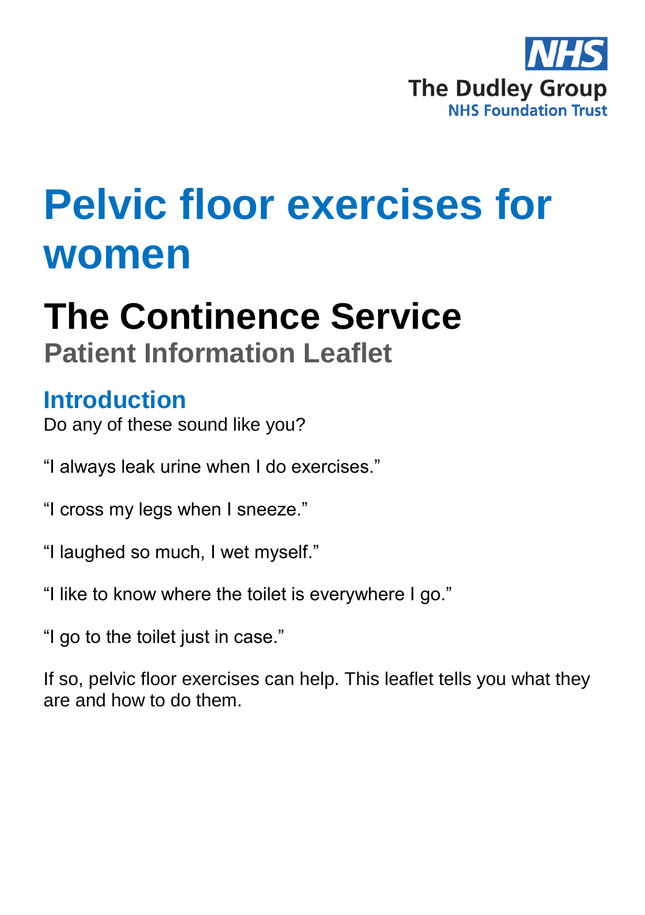NHS

The Dudley Group
NHS Foundation Trust

# Pelvic floor exercises for women

## The Continence Service

### Patient Information Leaflet

### Introduction

Do any of these sound like you?

“I always leak urine when I do exercises.”

“I cross my legs when I sneeze.”

“I laughed so much, I wet myself.”

“I like to know where the toilet is everywhere I go.”

“I go to the toilet just in case.”

If so, pelvic floor exercises can help. This leaflet tells you what they are and how to do them.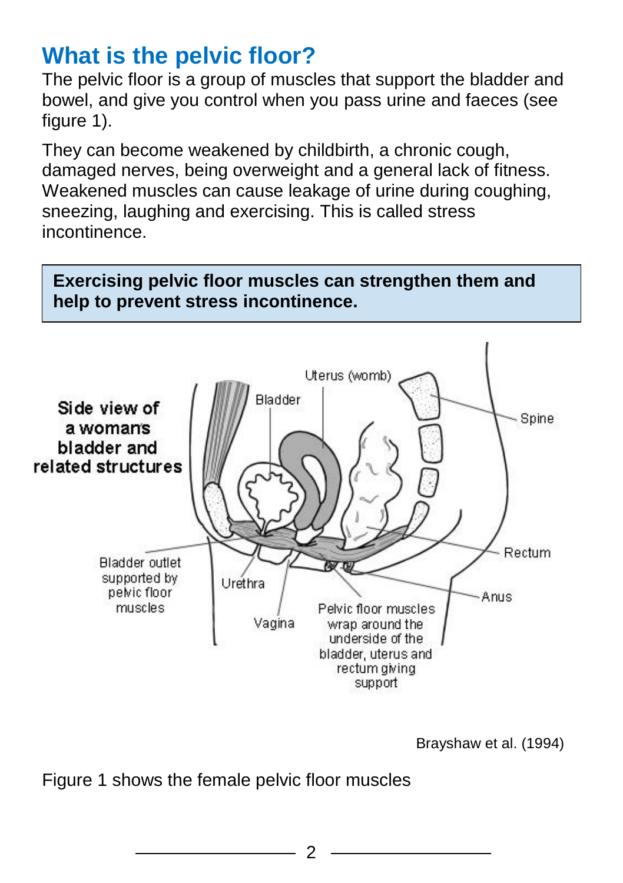# What is the pelvic floor?

The pelvic floor is a group of muscles that support the bladder and bowel, and give you control when you pass urine and faeces (see figure 1).

They can become weakened by childbirth, a chronic cough, damaged nerves, being overweight and a general lack of fitness. Weakened muscles can cause leakage of urine during coughing, sneezing, laughing and exercising. This is called stress incontinence.

**Exercising pelvic floor muscles can strengthen them and help to prevent stress incontinence.**

Side view of a woman's bladder and related structures

Uterus (womb)

Bladder

Spine

Rectum

Anus

Bladder outlet supported by pelvic floor muscles

Urethra

Vagina

Pelvic floor muscles wrap around the underside of the bladder, uterus and rectum giving support

Brayshaw et al. (1994)

Figure 1 shows the female pelvic floor muscles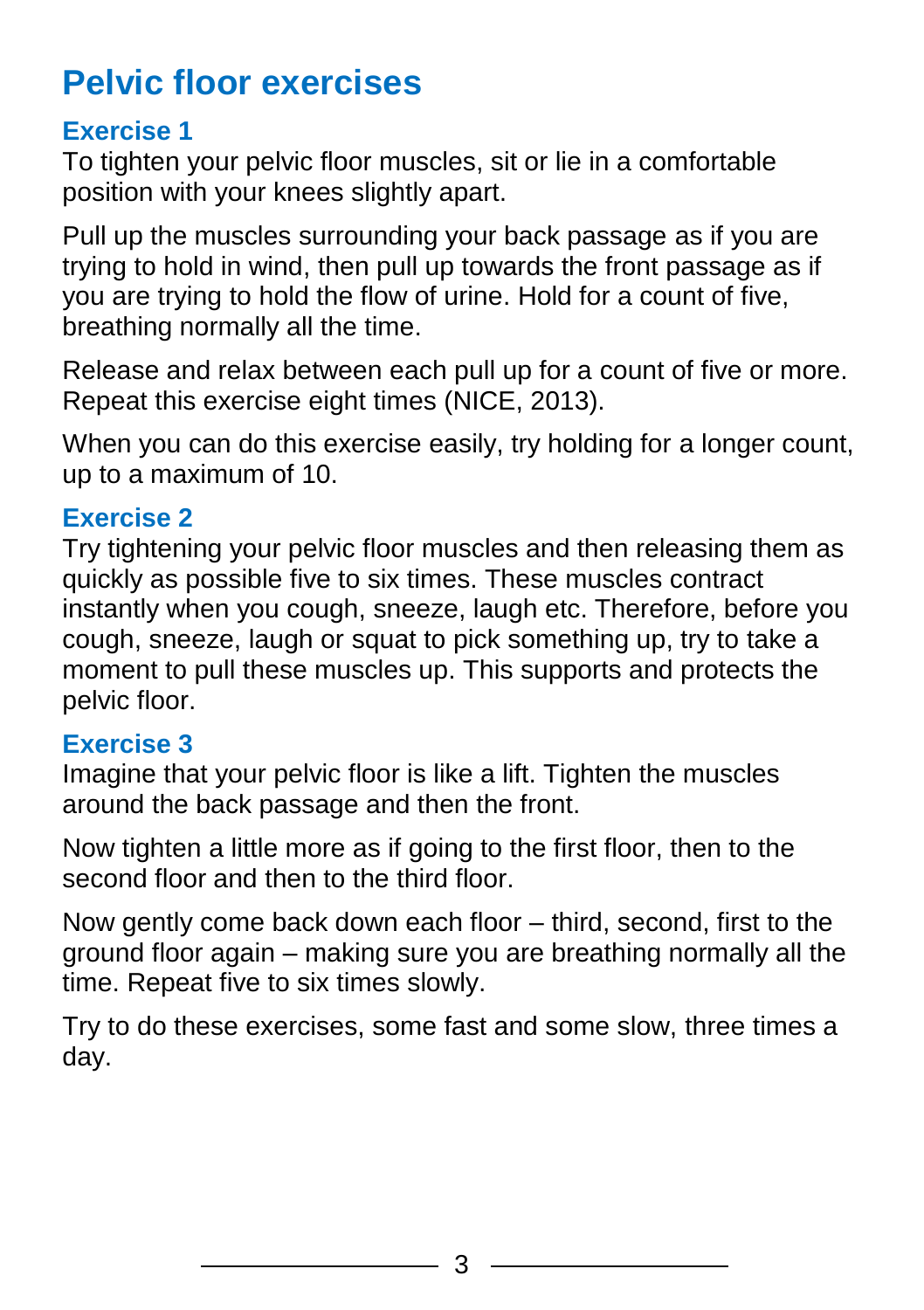## Pelvic floor exercises

### Exercise 1

To tighten your pelvic floor muscles, sit or lie in a comfortable position with your knees slightly apart.

Pull up the muscles surrounding your back passage as if you are trying to hold in wind, then pull up towards the front passage as if you are trying to hold the flow of urine. Hold for a count of five, breathing normally all the time.

Release and relax between each pull up for a count of five or more. Repeat this exercise eight times (NICE, 2013).

When you can do this exercise easily, try holding for a longer count, up to a maximum of 10.

### Exercise 2

Try tightening your pelvic floor muscles and then releasing them as quickly as possible five to six times. These muscles contract instantly when you cough, sneeze, laugh etc. Therefore, before you cough, sneeze, laugh or squat to pick something up, try to take a moment to pull these muscles up. This supports and protects the pelvic floor.

### Exercise 3

Imagine that your pelvic floor is like a lift. Tighten the muscles around the back passage and then the front.

Now tighten a little more as if going to the first floor, then to the second floor and then to the third floor.

Now gently come back down each floor – third, second, first to the ground floor again – making sure you are breathing normally all the time. Repeat five to six times slowly.

Try to do these exercises, some fast and some slow, three times a day.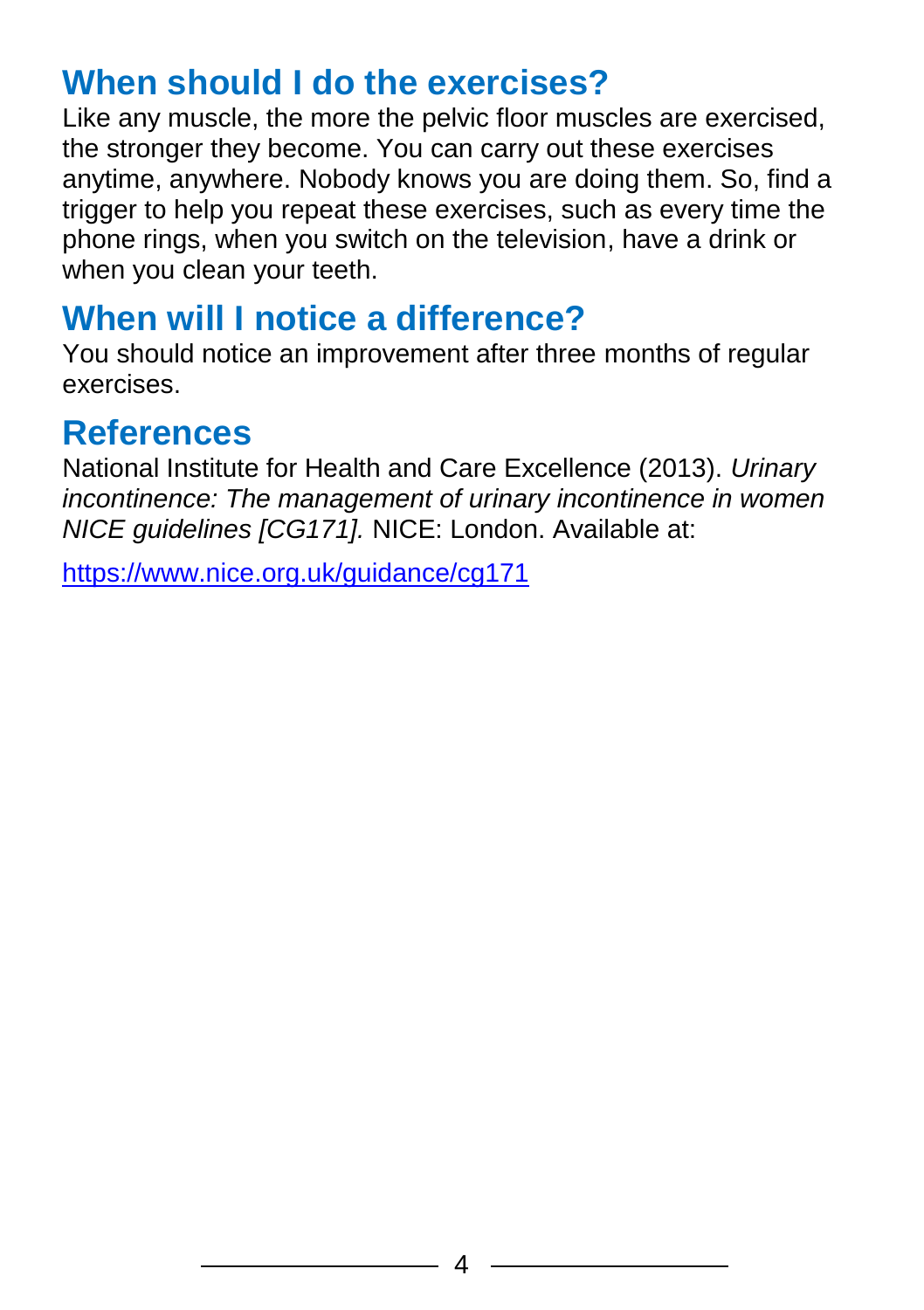## When should I do the exercises?

Like any muscle, the more the pelvic floor muscles are exercised, the stronger they become. You can carry out these exercises anytime, anywhere. Nobody knows you are doing them. So, find a trigger to help you repeat these exercises, such as every time the phone rings, when you switch on the television, have a drink or when you clean your teeth.

## When will I notice a difference?

You should notice an improvement after three months of regular exercises.

## References

National Institute for Health and Care Excellence (2013). *Urinary incontinence: The management of urinary incontinence in women NICE guidelines [CG171].* NICE: London. Available at:

https://www.nice.org.uk/guidance/cg171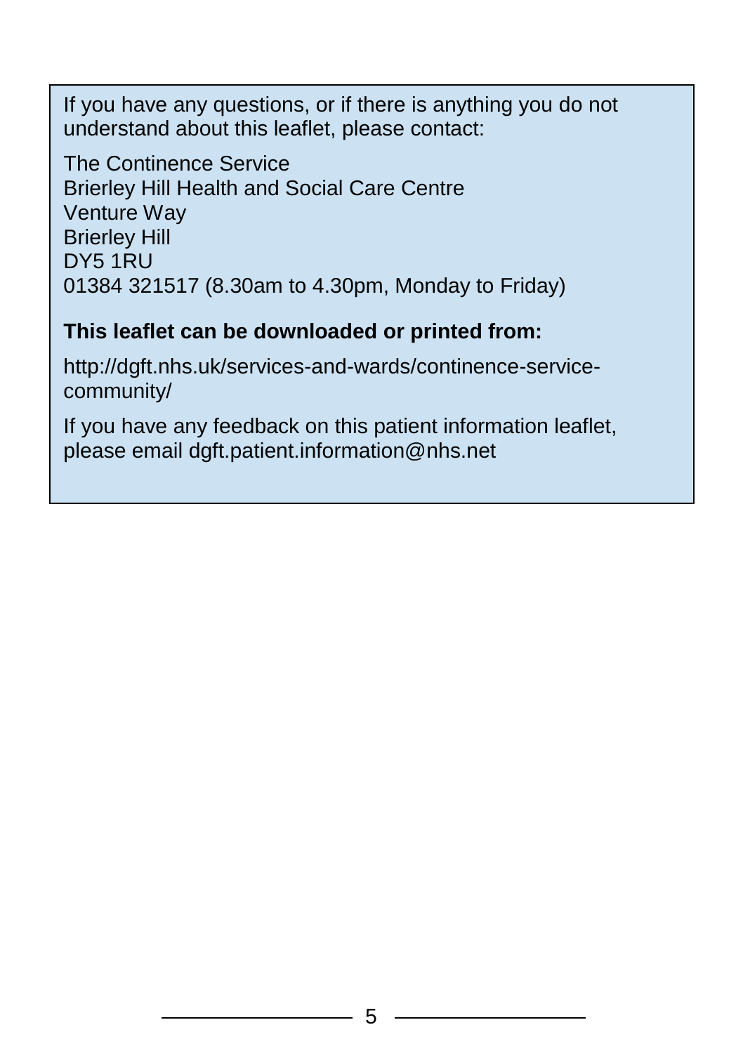If you have any questions, or if there is anything you do not understand about this leaflet, please contact:

The Continence Service
Brierley Hill Health and Social Care Centre
Venture Way
Brierley Hill
DY5 1RU
01384 321517 (8.30am to 4.30pm, Monday to Friday)

**This leaflet can be downloaded or printed from:**

http://dgft.nhs.uk/services-and-wards/continence-service-community/

If you have any feedback on this patient information leaflet, please email dgft.patient.information@nhs.net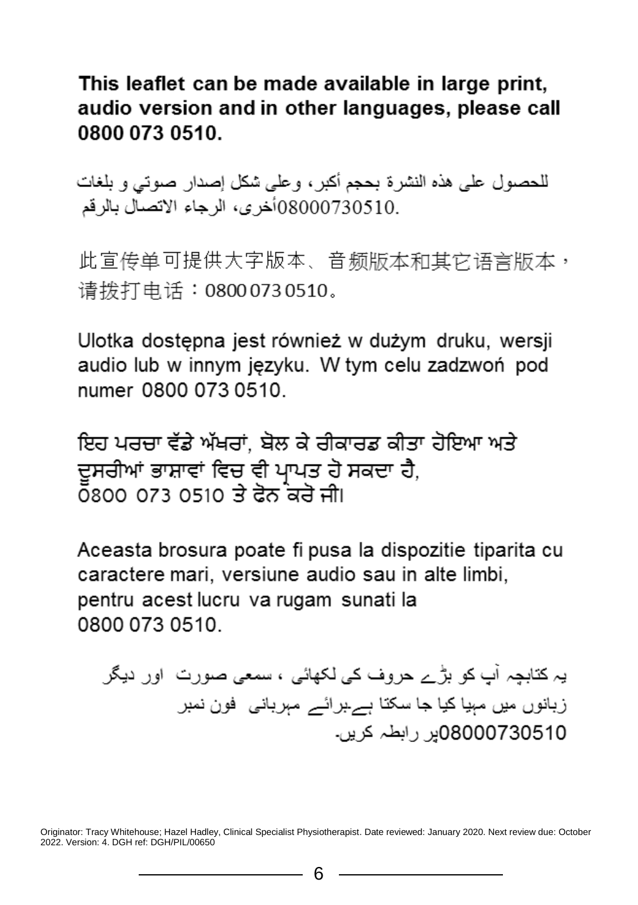**This leaflet can be made available in large print, audio version and in other languages, please call 0800 073 0510.**

للحصول على هذه النشرة بحجم أكبر، وعلى شكل إصدار صوتي و بلغات أخرى، الرجاء الاتصال بالرقم 08000730510.

此宣传单可提供大字版本、音频版本和其它语言版本，请拨打电话：0800 073 0510。

Ulotka dostępna jest również w dużym druku, wersji audio lub w innym języku. W tym celu zadzwoń pod numer 0800 073 0510.

ਇਹ ਪਰਚਾ ਵੱਡੇ ਅੱਖਰਾਂ, ਬੋਲ ਕੇ ਰੀਕਾਰਡ ਕੀਤਾ ਹੋਇਆ ਅਤੇ ਦੂਸਰੀਆਂ ਭਾਸ਼ਾਵਾਂ ਵਿਚ ਵੀ ਪ੍ਰਾਪਤ ਹੋ ਸਕਦਾ ਹੈ, 0800 073 0510 ਤੇ ਫੋਨ ਕਰੋ ਜੀ।

Aceasta brosura poate fi pusa la dispozitie tiparita cu caractere mari, versiune audio sau in alte limbi, pentru acest lucru va rugam sunati la 0800 073 0510.

یہ کتابچہ آپ کو بڑے حروف کی لکھائی ، سمعی صورت اور دیگر زبانوں میں مہیا کیا جا سکتا ہے۔برائے مہربانی فون نمبر 08000730510پر رابطہ کریں۔

Originator: Tracy Whitehouse; Hazel Hadley, Clinical Specialist Physiotherapist. Date reviewed: January 2020. Next review due: October 2022. Version: 4. DGH ref: DGH/PIL/00650